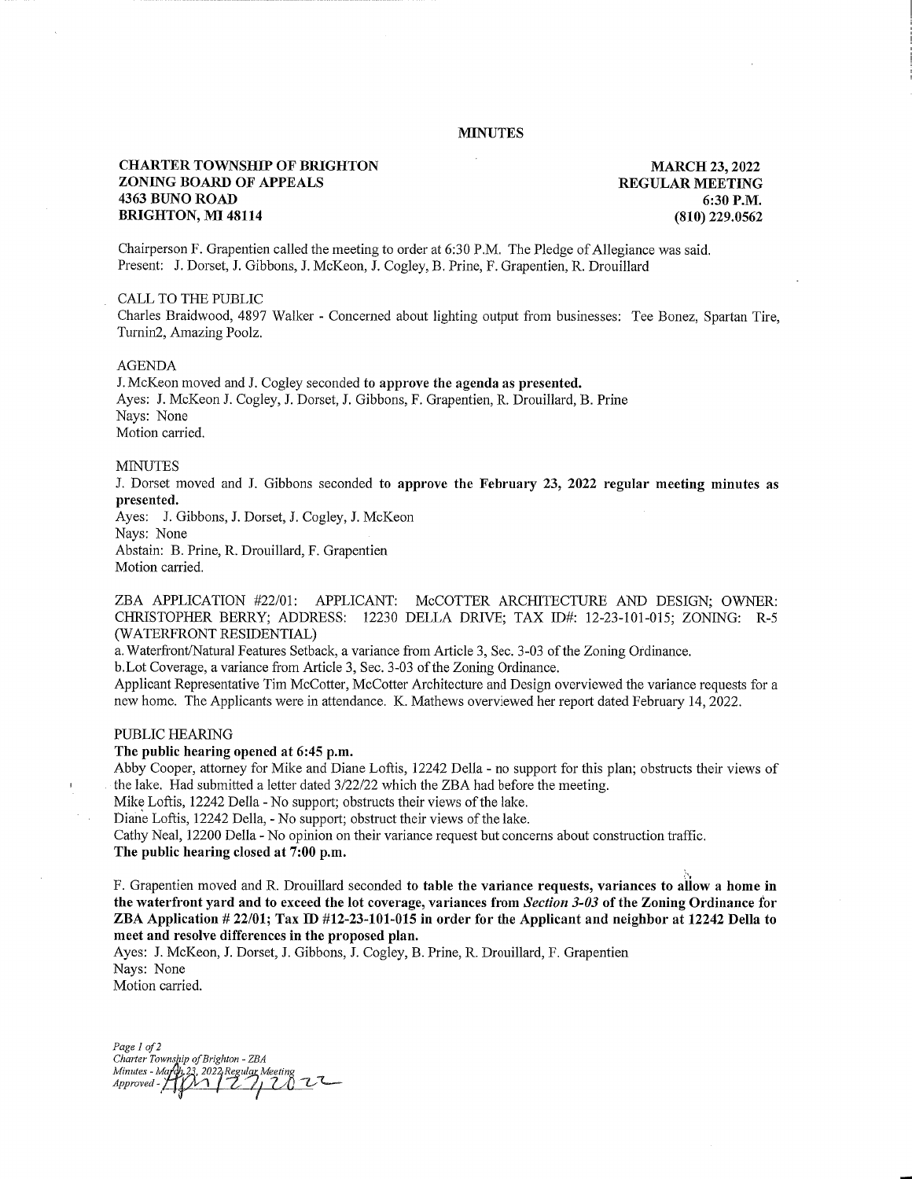# MINUTES

**CHARTER TOWNSHIP OF BRIGHTON**
**ZONING BOARD OF APPEALS**
**4363 BUNO ROAD**
**BRIGHTON, MI 48114**

**MARCH 23, 2022**
**REGULAR MEETING**
**6:30 P.M.**
**(810) 229.0562**

Chairperson F. Grapentien called the meeting to order at 6:30 P.M. The Pledge of Allegiance was said.
Present: J. Dorset, J. Gibbons, J. McKeon, J. Cogley, B. Prine, F. Grapentien, R. Drouillard

CALL TO THE PUBLIC
Charles Braidwood, 4897 Walker - Concerned about lighting output from businesses: Tee Bonez, Spartan Tire, Turnin2, Amazing Poolz.

AGENDA
J. McKeon moved and J. Cogley seconded **to approve the agenda as presented.**
Ayes: J. McKeon J. Cogley, J. Dorset, J. Gibbons, F. Grapentien, R. Drouillard, B. Prine
Nays: None
Motion carried.

MINUTES
J. Dorset moved and J. Gibbons seconded **to approve the February 23, 2022 regular meeting minutes as presented.**
Ayes: J. Gibbons, J. Dorset, J. Cogley, J. McKeon
Nays: None
Abstain: B. Prine, R. Drouillard, F. Grapentien
Motion carried.

ZBA APPLICATION #22/01: APPLICANT: McCOTTER ARCHITECTURE AND DESIGN; OWNER: CHRISTOPHER BERRY; ADDRESS: 12230 DELLA DRIVE; TAX ID#: 12-23-101-015; ZONING: R-5 (WATERFRONT RESIDENTIAL)

a. Waterfront/Natural Features Setback, a variance from Article 3, Sec. 3-03 of the Zoning Ordinance.
b. Lot Coverage, a variance from Article 3, Sec. 3-03 of the Zoning Ordinance.

Applicant Representative Tim McCotter, McCotter Architecture and Design overviewed the variance requests for a new home. The Applicants were in attendance. K. Mathews overviewed her report dated February 14, 2022.

PUBLIC HEARING
**The public hearing opened at 6:45 p.m.**
Abby Cooper, attorney for Mike and Diane Loftis, 12242 Della - no support for this plan; obstructs their views of the lake. Had submitted a letter dated 3/22/22 which the ZBA had before the meeting.
Mike Loftis, 12242 Della - No support; obstructs their views of the lake.
Diane Loftis, 12242 Della, - No support; obstruct their views of the lake.
Cathy Neal, 12200 Della - No opinion on their variance request but concerns about construction traffic.
**The public hearing closed at 7:00 p.m.**

F. Grapentien moved and R. Drouillard seconded **to table the variance requests, variances to allow a home in the waterfront yard and to exceed the lot coverage, variances from *Section 3-03* of the Zoning Ordinance for ZBA Application # 22/01; Tax ID #12-23-101-015 in order for the Applicant and neighbor at 12242 Della to meet and resolve differences in the proposed plan.**
Ayes: J. McKeon, J. Dorset, J. Gibbons, J. Cogley, B. Prine, R. Drouillard, F. Grapentien
Nays: None
Motion carried.

*Charter Township of Brighton - ZBA*
*Minutes - March 23, 2022 Regular Meeting*
*Approved - April 27, 2022*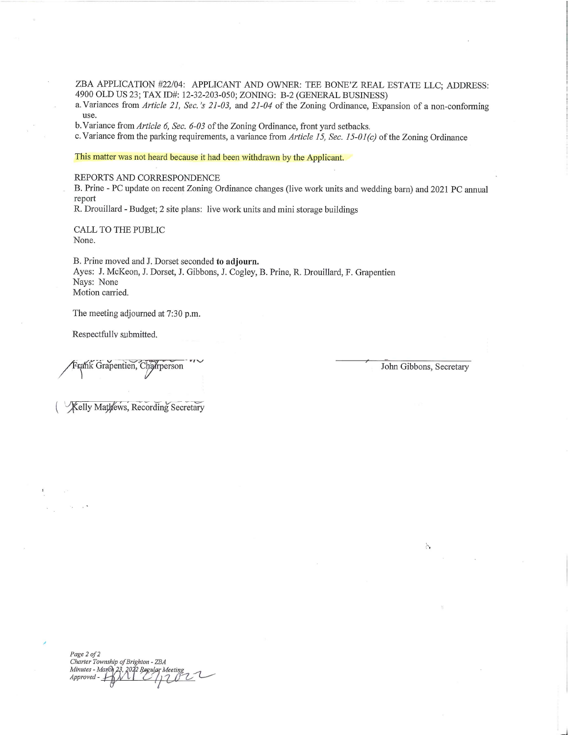ZBA APPLICATION #22/04: APPLICANT AND OWNER: TEE BONE'Z REAL ESTATE LLC; ADDRESS: 4900 OLD US 23; TAX ID#: 12-32-203-050; ZONING: B-2 (GENERAL BUSINESS)

a. Variances from *Article 21, Sec.'s 21-03,* and *21-04* of the Zoning Ordinance, Expansion of a non-conforming use.

b. Variance from *Article 6, Sec. 6-03* of the Zoning Ordinance, front yard setbacks.

c. Variance from the parking requirements, a variance from *Article 15, Sec. 15-01(c)* of the Zoning Ordinance

This matter was not heard because it had been withdrawn by the Applicant.

REPORTS AND CORRESPONDENCE

B. Prine - PC update on recent Zoning Ordinance changes (live work units and wedding barn) and 2021 PC annual report

R. Drouillard - Budget; 2 site plans: live work units and mini storage buildings

CALL TO THE PUBLIC

None.

B. Prine moved and J. Dorset seconded **to adjourn.**

Ayes: J. McKeon, J. Dorset, J. Gibbons, J. Cogley, B. Prine, R. Drouillard, F. Grapentien

Nays: None

Motion carried.

The meeting adjourned at 7:30 p.m.

Respectfully submitted,

Frank Grapentien, Chairperson

John Gibbons, Secretary

Kelly Mathews, Recording Secretary

*Charter Township of Brighton - ZBA*

*Minutes - March 23, 2022 Regular Meeting*

*Approved -* April 27, 2022